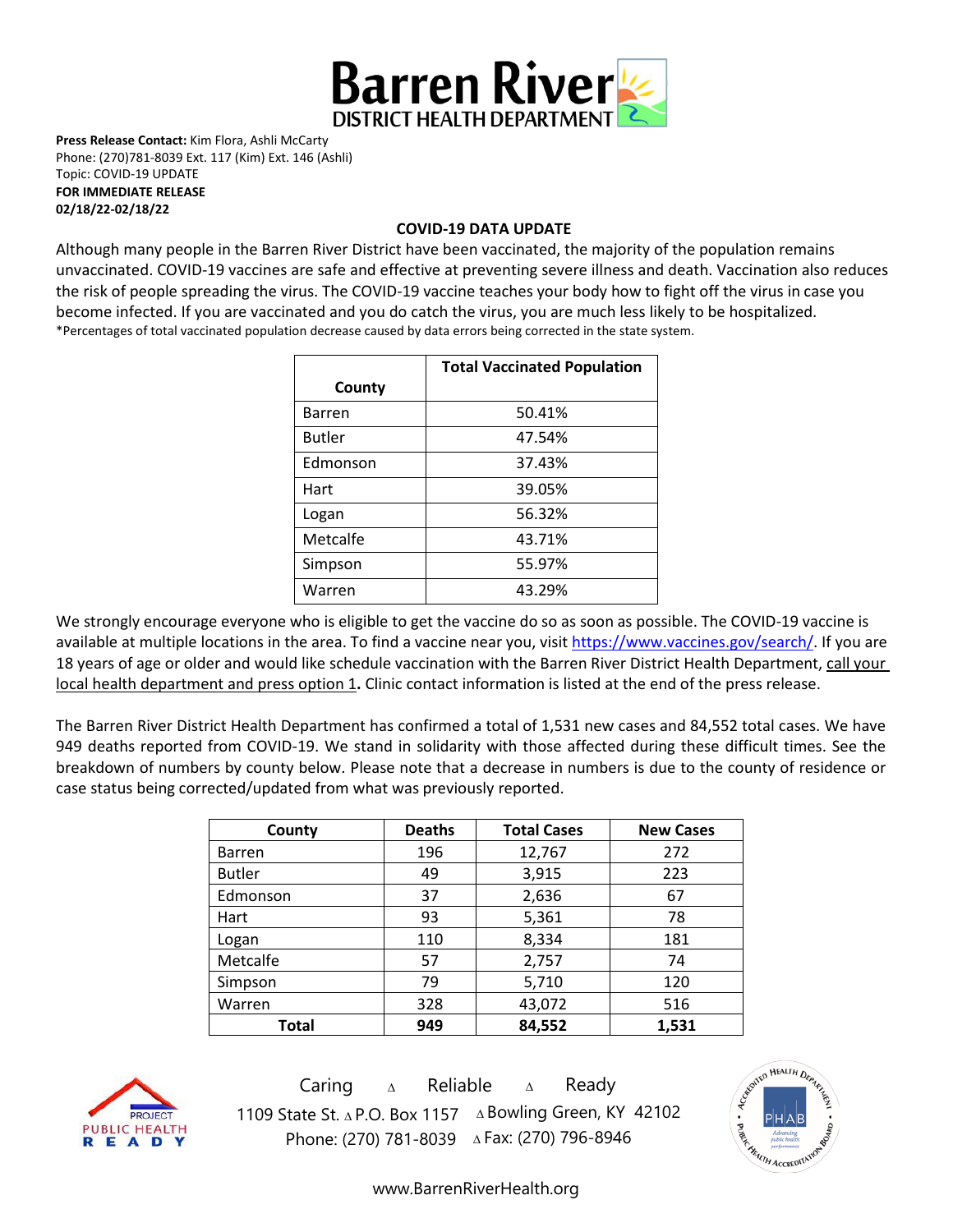# Barren River DISTRICT HEALTH DEPARTMENT

**Press Release Contact:** Kim Flora, Ashli McCarty
Phone: (270)781-8039 Ext. 117 (Kim) Ext. 146 (Ashli)
Topic: COVID-19 UPDATE
**FOR IMMEDIATE RELEASE**
**02/18/22-02/18/22**

## COVID-19 DATA UPDATE

Although many people in the Barren River District have been vaccinated, the majority of the population remains unvaccinated. COVID-19 vaccines are safe and effective at preventing severe illness and death. Vaccination also reduces the risk of people spreading the virus. The COVID-19 vaccine teaches your body how to fight off the virus in case you become infected. If you are vaccinated and you do catch the virus, you are much less likely to be hospitalized.
*Percentages of total vaccinated population decrease caused by data errors being corrected in the state system.

| County | Total Vaccinated Population |
|---|---|
| Barren | 50.41% |
| Butler | 47.54% |
| Edmonson | 37.43% |
| Hart | 39.05% |
| Logan | 56.32% |
| Metcalfe | 43.71% |
| Simpson | 55.97% |
| Warren | 43.29% |

We strongly encourage everyone who is eligible to get the vaccine do so as soon as possible. The COVID-19 vaccine is available at multiple locations in the area. To find a vaccine near you, visit https://www.vaccines.gov/search/. If you are 18 years of age or older and would like schedule vaccination with the Barren River District Health Department, call your local health department and press option 1**.** Clinic contact information is listed at the end of the press release.

The Barren River District Health Department has confirmed a total of 1,531 new cases and 84,552 total cases. We have 949 deaths reported from COVID-19. We stand in solidarity with those affected during these difficult times. See the breakdown of numbers by county below. Please note that a decrease in numbers is due to the county of residence or case status being corrected/updated from what was previously reported.

| County | Deaths | Total Cases | New Cases |
|---|---|---|---|
| Barren | 196 | 12,767 | 272 |
| Butler | 49 | 3,915 | 223 |
| Edmonson | 37 | 2,636 | 67 |
| Hart | 93 | 5,361 | 78 |
| Logan | 110 | 8,334 | 181 |
| Metcalfe | 57 | 2,757 | 74 |
| Simpson | 79 | 5,710 | 120 |
| Warren | 328 | 43,072 | 516 |
| **Total** | **949** | **84,552** | **1,531** |

Caring ∆ Reliable ∆ Ready
1109 State St. ∆ P.O. Box 1157 ∆ Bowling Green, KY 42102
Phone: (270) 781-8039 ∆ Fax: (270) 796-8946

www.BarrenRiverHealth.org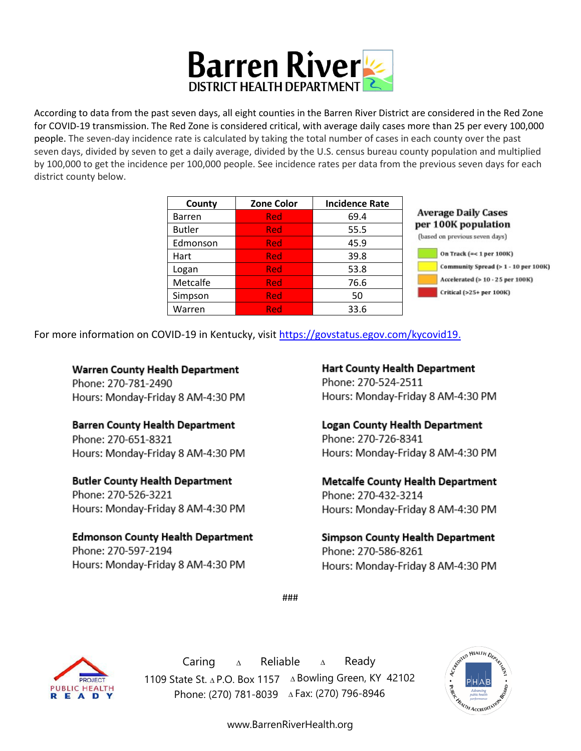# Barren River DISTRICT HEALTH DEPARTMENT

According to data from the past seven days, all eight counties in the Barren River District are considered in the Red Zone for COVID-19 transmission. The Red Zone is considered critical, with average daily cases more than 25 per every 100,000 people. The seven-day incidence rate is calculated by taking the total number of cases in each county over the past seven days, divided by seven to get a daily average, divided by the U.S. census bureau county population and multiplied by 100,000 to get the incidence per 100,000 people. See incidence rates per data from the previous seven days for each district county below.

| County | Zone Color | Incidence Rate |
|---|---|---|
| Barren | Red | 69.4 |
| Butler | Red | 55.5 |
| Edmonson | Red | 45.9 |
| Hart | Red | 39.8 |
| Logan | Red | 53.8 |
| Metcalfe | Red | 76.6 |
| Simpson | Red | 50 |
| Warren | Red | 33.6 |

**Average Daily Cases per 100K population**
(based on previous seven days)

On Track (=< 1 per 100K)
Community Spread (> 1 - 10 per 100K)
Accelerated (> 10 - 25 per 100K)
Critical (>25+ per 100K)

For more information on COVID-19 in Kentucky, visit https://govstatus.egov.com/kycovid19.

**Warren County Health Department**
Phone: 270-781-2490
Hours: Monday-Friday 8 AM-4:30 PM

**Barren County Health Department**
Phone: 270-651-8321
Hours: Monday-Friday 8 AM-4:30 PM

**Butler County Health Department**
Phone: 270-526-3221
Hours: Monday-Friday 8 AM-4:30 PM

**Edmonson County Health Department**
Phone: 270-597-2194
Hours: Monday-Friday 8 AM-4:30 PM

**Hart County Health Department**
Phone: 270-524-2511
Hours: Monday-Friday 8 AM-4:30 PM

**Logan County Health Department**
Phone: 270-726-8341
Hours: Monday-Friday 8 AM-4:30 PM

**Metcalfe County Health Department**
Phone: 270-432-3214
Hours: Monday-Friday 8 AM-4:30 PM

**Simpson County Health Department**
Phone: 270-586-8261
Hours: Monday-Friday 8 AM-4:30 PM

###

Caring ∆ Reliable ∆ Ready
1109 State St. ∆ P.O. Box 1157 ∆ Bowling Green, KY 42102
Phone: (270) 781-8039 ∆ Fax: (270) 796-8946

www.BarrenRiverHealth.org